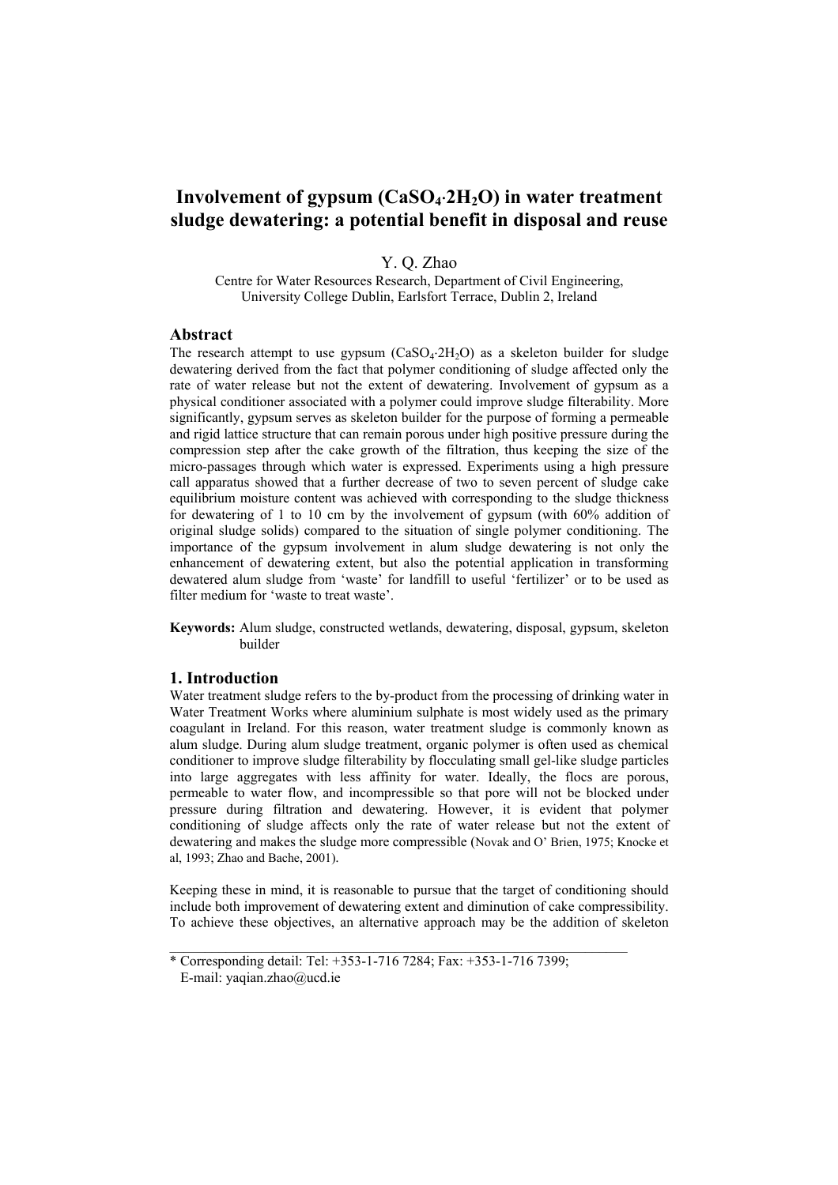# Involvement of gypsum ($CaSO_4 \cdot 2H_2O$) in water treatment sludge dewatering: a potential benefit in disposal and reuse

Y. Q. Zhao

Centre for Water Resources Research, Department of Civil Engineering, University College Dublin, Earlsfort Terrace, Dublin 2, Ireland

## Abstract

The research attempt to use gypsum ($CaSO_4 \cdot 2H_2O$) as a skeleton builder for sludge dewatering derived from the fact that polymer conditioning of sludge affected only the rate of water release but not the extent of dewatering. Involvement of gypsum as a physical conditioner associated with a polymer could improve sludge filterability. More significantly, gypsum serves as skeleton builder for the purpose of forming a permeable and rigid lattice structure that can remain porous under high positive pressure during the compression step after the cake growth of the filtration, thus keeping the size of the micro-passages through which water is expressed. Experiments using a high pressure call apparatus showed that a further decrease of two to seven percent of sludge cake equilibrium moisture content was achieved with corresponding to the sludge thickness for dewatering of 1 to 10 cm by the involvement of gypsum (with 60% addition of original sludge solids) compared to the situation of single polymer conditioning. The importance of the gypsum involvement in alum sludge dewatering is not only the enhancement of dewatering extent, but also the potential application in transforming dewatered alum sludge from 'waste' for landfill to useful 'fertilizer' or to be used as filter medium for 'waste to treat waste'.

**Keywords:** Alum sludge, constructed wetlands, dewatering, disposal, gypsum, skeleton builder

## 1. Introduction

Water treatment sludge refers to the by-product from the processing of drinking water in Water Treatment Works where aluminium sulphate is most widely used as the primary coagulant in Ireland. For this reason, water treatment sludge is commonly known as alum sludge. During alum sludge treatment, organic polymer is often used as chemical conditioner to improve sludge filterability by flocculating small gel-like sludge particles into large aggregates with less affinity for water. Ideally, the flocs are porous, permeable to water flow, and incompressible so that pore will not be blocked under pressure during filtration and dewatering. However, it is evident that polymer conditioning of sludge affects only the rate of water release but not the extent of dewatering and makes the sludge more compressible (Novak and O' Brien, 1975; Knocke et al, 1993; Zhao and Bache, 2001).

Keeping these in mind, it is reasonable to pursue that the target of conditioning should include both improvement of dewatering extent and diminution of cake compressibility. To achieve these objectives, an alternative approach may be the addition of skeleton

---

\* Corresponding detail: Tel: +353-1-716 7284; Fax: +353-1-716 7399;
E-mail: yaqian.zhao@ucd.ie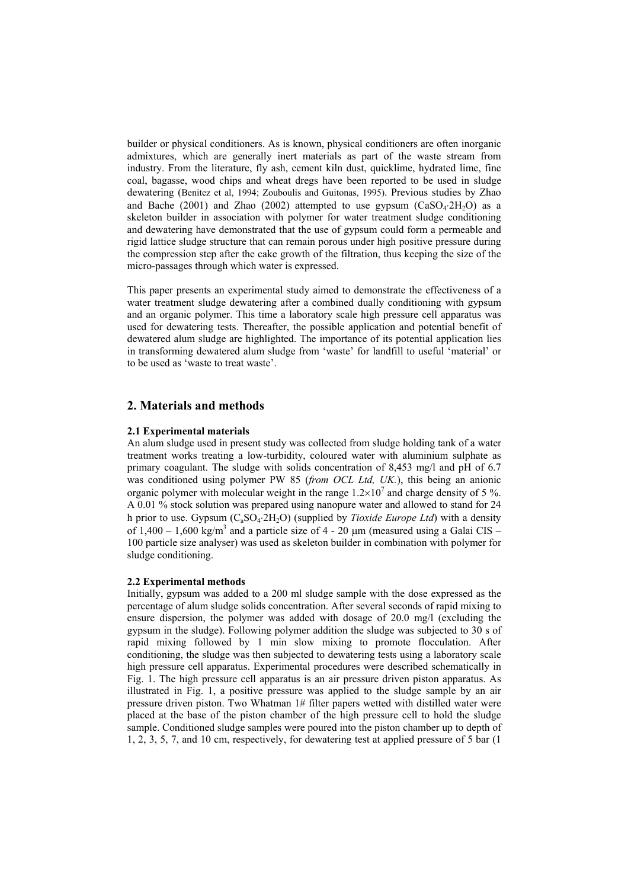builder or physical conditioners. As is known, physical conditioners are often inorganic admixtures, which are generally inert materials as part of the waste stream from industry. From the literature, fly ash, cement kiln dust, quicklime, hydrated lime, fine coal, bagasse, wood chips and wheat dregs have been reported to be used in sludge dewatering (Benitez et al, 1994; Zouboulis and Guitonas, 1995). Previous studies by Zhao and Bache (2001) and Zhao (2002) attempted to use gypsum ($CaSO_4 \cdot 2H_2O$) as a skeleton builder in association with polymer for water treatment sludge conditioning and dewatering have demonstrated that the use of gypsum could form a permeable and rigid lattice sludge structure that can remain porous under high positive pressure during the compression step after the cake growth of the filtration, thus keeping the size of the micro-passages through which water is expressed.

This paper presents an experimental study aimed to demonstrate the effectiveness of a water treatment sludge dewatering after a combined dually conditioning with gypsum and an organic polymer. This time a laboratory scale high pressure cell apparatus was used for dewatering tests. Thereafter, the possible application and potential benefit of dewatered alum sludge are highlighted. The importance of its potential application lies in transforming dewatered alum sludge from 'waste' for landfill to useful 'material' or to be used as 'waste to treat waste'.

## 2. Materials and methods

### 2.1 Experimental materials

An alum sludge used in present study was collected from sludge holding tank of a water treatment works treating a low-turbidity, coloured water with aluminium sulphate as primary coagulant. The sludge with solids concentration of 8,453 mg/l and pH of 6.7 was conditioned using polymer PW 85 (*from OCL Ltd, UK.*), this being an anionic organic polymer with molecular weight in the range $1.2 \times 10^7$ and charge density of 5 %. A 0.01 % stock solution was prepared using nanopure water and allowed to stand for 24 h prior to use. Gypsum ($C_aSO_4 \cdot 2H_2O$) (supplied by *Tioxide Europe Ltd*) with a density of 1,400 – 1,600 kg/m$^3$ and a particle size of 4 - 20 μm (measured using a Galai CIS – 100 particle size analyser) was used as skeleton builder in combination with polymer for sludge conditioning.

### 2.2 Experimental methods

Initially, gypsum was added to a 200 ml sludge sample with the dose expressed as the percentage of alum sludge solids concentration. After several seconds of rapid mixing to ensure dispersion, the polymer was added with dosage of 20.0 mg/l (excluding the gypsum in the sludge). Following polymer addition the sludge was subjected to 30 s of rapid mixing followed by 1 min slow mixing to promote flocculation. After conditioning, the sludge was then subjected to dewatering tests using a laboratory scale high pressure cell apparatus. Experimental procedures were described schematically in Fig. 1. The high pressure cell apparatus is an air pressure driven piston apparatus. As illustrated in Fig. 1, a positive pressure was applied to the sludge sample by an air pressure driven piston. Two Whatman 1# filter papers wetted with distilled water were placed at the base of the piston chamber of the high pressure cell to hold the sludge sample. Conditioned sludge samples were poured into the piston chamber up to depth of 1, 2, 3, 5, 7, and 10 cm, respectively, for dewatering test at applied pressure of 5 bar (1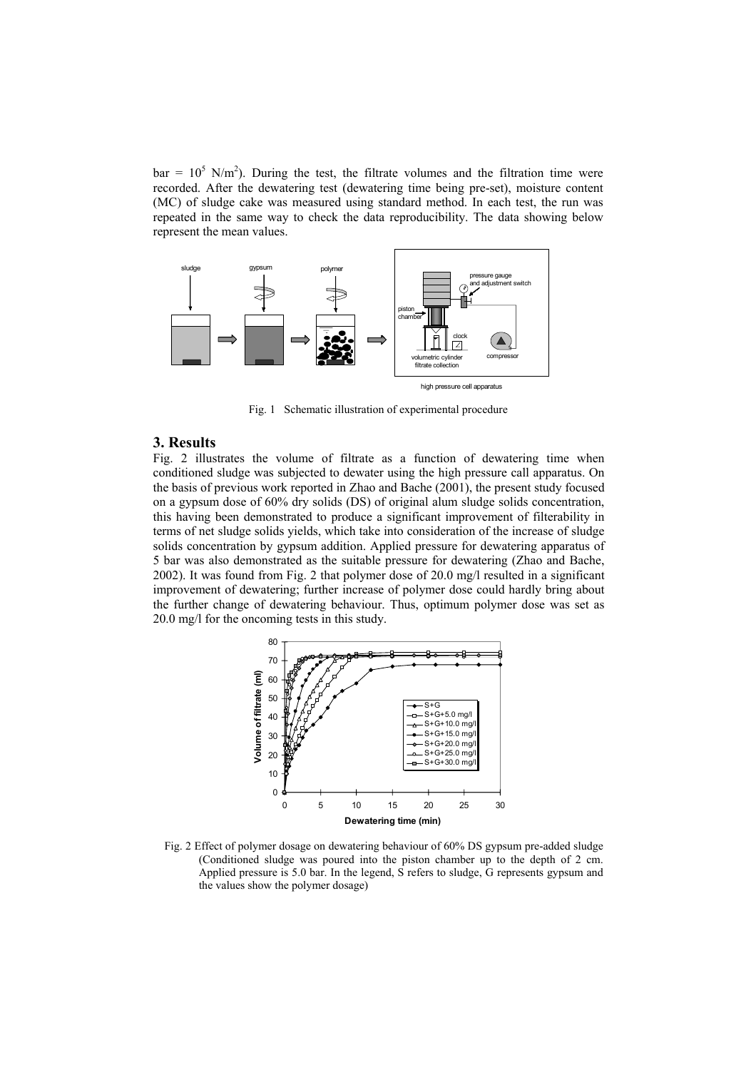bar = $10^5$ N/m$^2$). During the test, the filtrate volumes and the filtration time were recorded. After the dewatering test (dewatering time being pre-set), moisture content (MC) of sludge cake was measured using standard method. In each test, the run was repeated in the same way to check the data reproducibility. The data showing below represent the mean values.

Fig. 1 Schematic illustration of experimental procedure

## 3. Results

Fig. 2 illustrates the volume of filtrate as a function of dewatering time when conditioned sludge was subjected to dewater using the high pressure call apparatus. On the basis of previous work reported in Zhao and Bache (2001), the present study focused on a gypsum dose of 60% dry solids (DS) of original alum sludge solids concentration, this having been demonstrated to produce a significant improvement of filterability in terms of net sludge solids yields, which take into consideration of the increase of sludge solids concentration by gypsum addition. Applied pressure for dewatering apparatus of 5 bar was also demonstrated as the suitable pressure for dewatering (Zhao and Bache, 2002). It was found from Fig. 2 that polymer dose of 20.0 mg/l resulted in a significant improvement of dewatering; further increase of polymer dose could hardly bring about the further change of dewatering behaviour. Thus, optimum polymer dose was set as 20.0 mg/l for the oncoming tests in this study.

Fig. 2 Effect of polymer dosage on dewatering behaviour of 60% DS gypsum pre-added sludge (Conditioned sludge was poured into the piston chamber up to the depth of 2 cm. Applied pressure is 5.0 bar. In the legend, S refers to sludge, G represents gypsum and the values show the polymer dosage)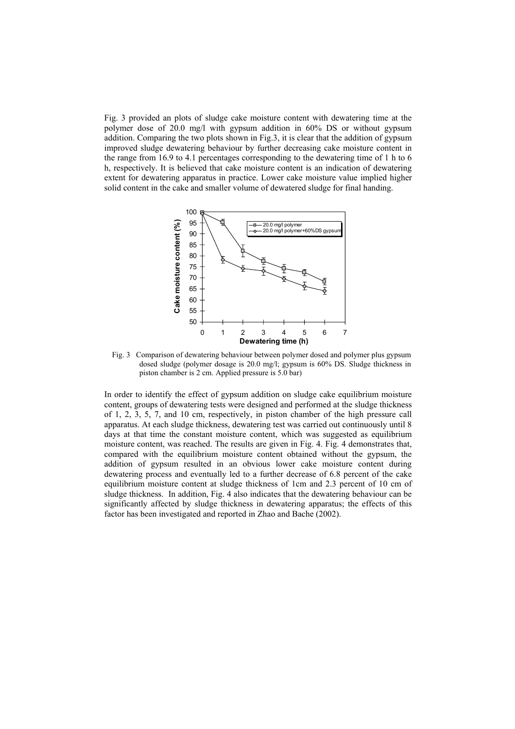Fig. 3 provided an plots of sludge cake moisture content with dewatering time at the polymer dose of 20.0 mg/l with gypsum addition in 60% DS or without gypsum addition. Comparing the two plots shown in Fig.3, it is clear that the addition of gypsum improved sludge dewatering behaviour by further decreasing cake moisture content in the range from 16.9 to 4.1 percentages corresponding to the dewatering time of 1 h to 6 h, respectively. It is believed that cake moisture content is an indication of dewatering extent for dewatering apparatus in practice. Lower cake moisture value implied higher solid content in the cake and smaller volume of dewatered sludge for final handing.

Fig. 3 Comparison of dewatering behaviour between polymer dosed and polymer plus gypsum dosed sludge (polymer dosage is 20.0 mg/l; gypsum is 60% DS. Sludge thickness in piston chamber is 2 cm. Applied pressure is 5.0 bar)

In order to identify the effect of gypsum addition on sludge cake equilibrium moisture content, groups of dewatering tests were designed and performed at the sludge thickness of 1, 2, 3, 5, 7, and 10 cm, respectively, in piston chamber of the high pressure call apparatus. At each sludge thickness, dewatering test was carried out continuously until 8 days at that time the constant moisture content, which was suggested as equilibrium moisture content, was reached. The results are given in Fig. 4. Fig. 4 demonstrates that, compared with the equilibrium moisture content obtained without the gypsum, the addition of gypsum resulted in an obvious lower cake moisture content during dewatering process and eventually led to a further decrease of 6.8 percent of the cake equilibrium moisture content at sludge thickness of 1cm and 2.3 percent of 10 cm of sludge thickness. In addition, Fig. 4 also indicates that the dewatering behaviour can be significantly affected by sludge thickness in dewatering apparatus; the effects of this factor has been investigated and reported in Zhao and Bache (2002).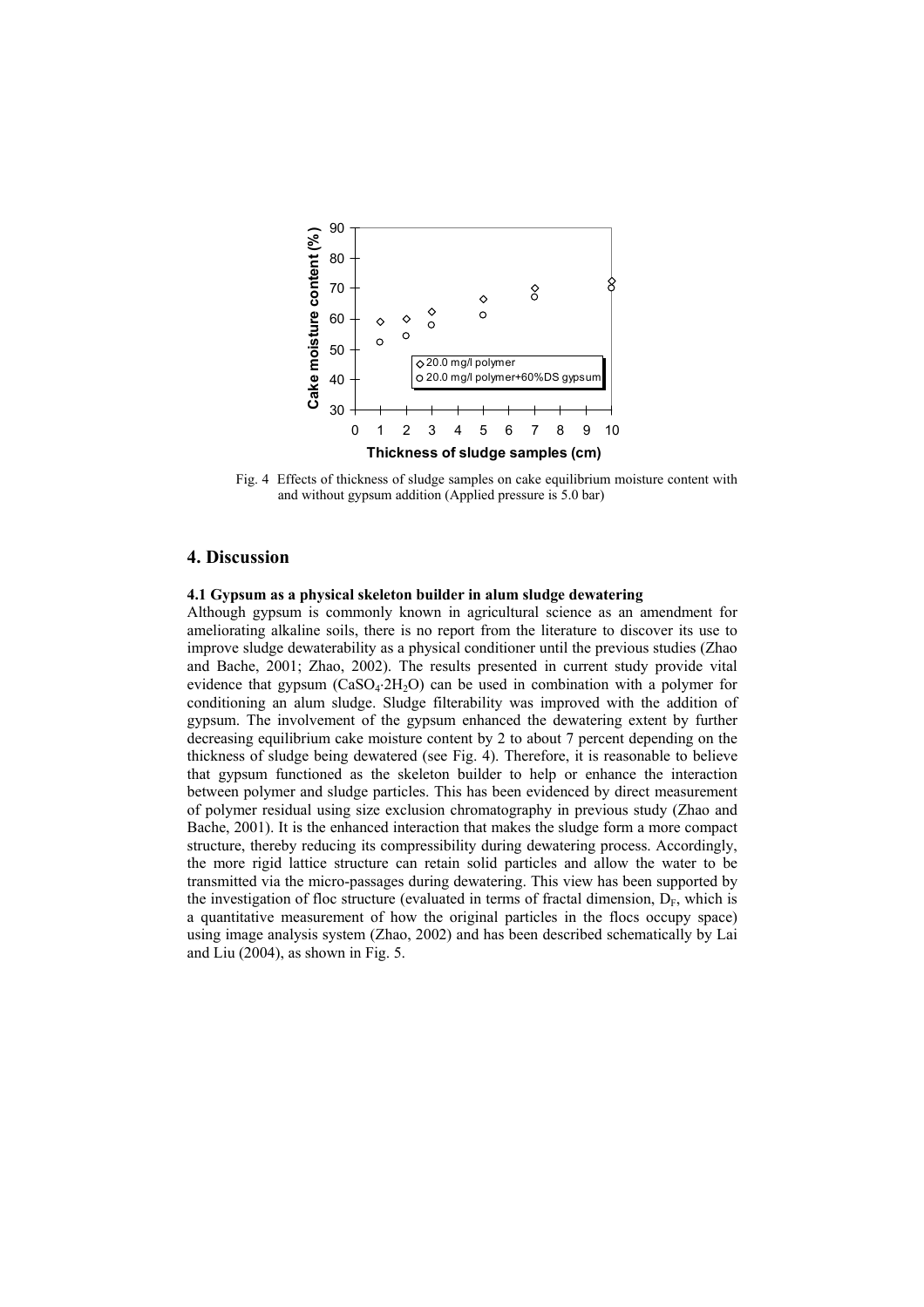Fig. 4 Effects of thickness of sludge samples on cake equilibrium moisture content with and without gypsum addition (Applied pressure is 5.0 bar)

## 4. Discussion

### 4.1 Gypsum as a physical skeleton builder in alum sludge dewatering

Although gypsum is commonly known in agricultural science as an amendment for ameliorating alkaline soils, there is no report from the literature to discover its use to improve sludge dewaterability as a physical conditioner until the previous studies (Zhao and Bache, 2001; Zhao, 2002). The results presented in current study provide vital evidence that gypsum ($CaSO_4 \cdot 2H_2O$) can be used in combination with a polymer for conditioning an alum sludge. Sludge filterability was improved with the addition of gypsum. The involvement of the gypsum enhanced the dewatering extent by further decreasing equilibrium cake moisture content by 2 to about 7 percent depending on the thickness of sludge being dewatered (see Fig. 4). Therefore, it is reasonable to believe that gypsum functioned as the skeleton builder to help or enhance the interaction between polymer and sludge particles. This has been evidenced by direct measurement of polymer residual using size exclusion chromatography in previous study (Zhao and Bache, 2001). It is the enhanced interaction that makes the sludge form a more compact structure, thereby reducing its compressibility during dewatering process. Accordingly, the more rigid lattice structure can retain solid particles and allow the water to be transmitted via the micro-passages during dewatering. This view has been supported by the investigation of floc structure (evaluated in terms of fractal dimension, $D_F$, which is a quantitative measurement of how the original particles in the flocs occupy space) using image analysis system (Zhao, 2002) and has been described schematically by Lai and Liu (2004), as shown in Fig. 5.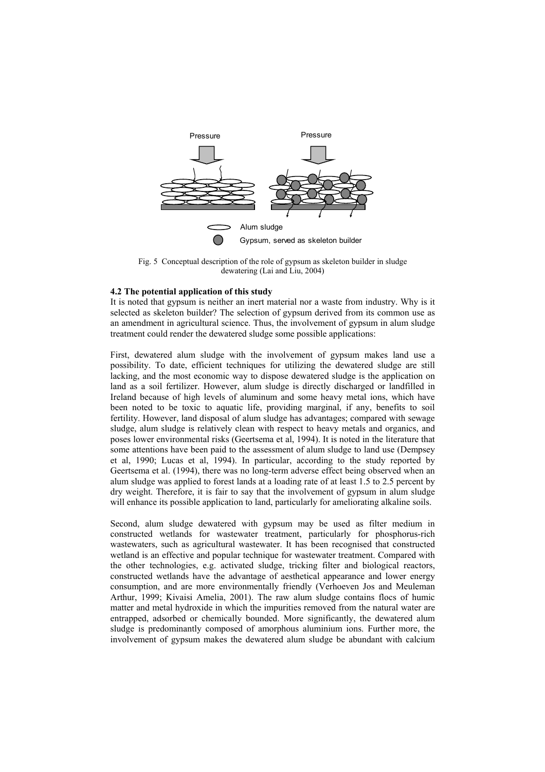Fig. 5 Conceptual description of the role of gypsum as skeleton builder in sludge dewatering (Lai and Liu, 2004)

### 4.2 The potential application of this study

It is noted that gypsum is neither an inert material nor a waste from industry. Why is it selected as skeleton builder? The selection of gypsum derived from its common use as an amendment in agricultural science. Thus, the involvement of gypsum in alum sludge treatment could render the dewatered sludge some possible applications:

First, dewatered alum sludge with the involvement of gypsum makes land use a possibility. To date, efficient techniques for utilizing the dewatered sludge are still lacking, and the most economic way to dispose dewatered sludge is the application on land as a soil fertilizer. However, alum sludge is directly discharged or landfilled in Ireland because of high levels of aluminum and some heavy metal ions, which have been noted to be toxic to aquatic life, providing marginal, if any, benefits to soil fertility. However, land disposal of alum sludge has advantages; compared with sewage sludge, alum sludge is relatively clean with respect to heavy metals and organics, and poses lower environmental risks (Geertsema et al, 1994). It is noted in the literature that some attentions have been paid to the assessment of alum sludge to land use (Dempsey et al, 1990; Lucas et al, 1994). In particular, according to the study reported by Geertsema et al. (1994), there was no long-term adverse effect being observed when an alum sludge was applied to forest lands at a loading rate of at least 1.5 to 2.5 percent by dry weight. Therefore, it is fair to say that the involvement of gypsum in alum sludge will enhance its possible application to land, particularly for ameliorating alkaline soils.

Second, alum sludge dewatered with gypsum may be used as filter medium in constructed wetlands for wastewater treatment, particularly for phosphorus-rich wastewaters, such as agricultural wastewater. It has been recognised that constructed wetland is an effective and popular technique for wastewater treatment. Compared with the other technologies, e.g. activated sludge, tricking filter and biological reactors, constructed wetlands have the advantage of aesthetical appearance and lower energy consumption, and are more environmentally friendly (Verhoeven Jos and Meuleman Arthur, 1999; Kivaisi Amelia, 2001). The raw alum sludge contains flocs of humic matter and metal hydroxide in which the impurities removed from the natural water are entrapped, adsorbed or chemically bounded. More significantly, the dewatered alum sludge is predominantly composed of amorphous aluminium ions. Further more, the involvement of gypsum makes the dewatered alum sludge be abundant with calcium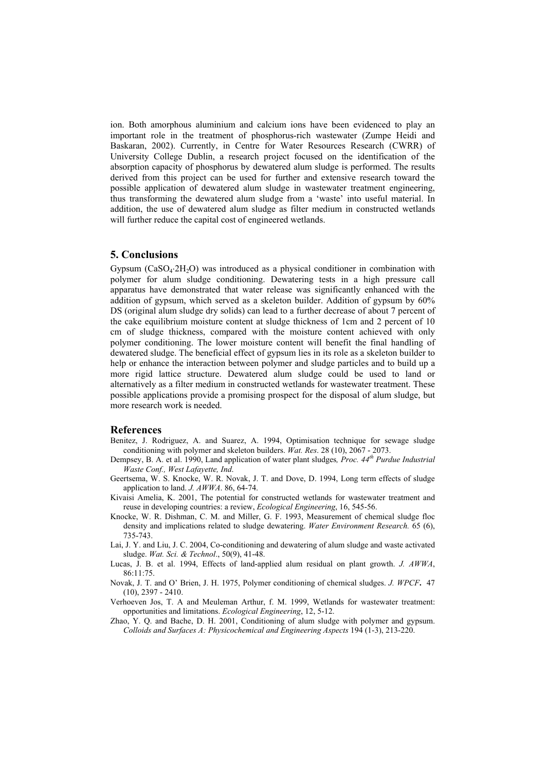ion. Both amorphous aluminium and calcium ions have been evidenced to play an important role in the treatment of phosphorus-rich wastewater (Zumpe Heidi and Baskaran, 2002). Currently, in Centre for Water Resources Research (CWRR) of University College Dublin, a research project focused on the identification of the absorption capacity of phosphorus by dewatered alum sludge is performed. The results derived from this project can be used for further and extensive research toward the possible application of dewatered alum sludge in wastewater treatment engineering, thus transforming the dewatered alum sludge from a 'waste' into useful material. In addition, the use of dewatered alum sludge as filter medium in constructed wetlands will further reduce the capital cost of engineered wetlands.

## 5. Conclusions

Gypsum ($CaSO_4{\cdot}2H_2O$) was introduced as a physical conditioner in combination with polymer for alum sludge conditioning. Dewatering tests in a high pressure call apparatus have demonstrated that water release was significantly enhanced with the addition of gypsum, which served as a skeleton builder. Addition of gypsum by 60% DS (original alum sludge dry solids) can lead to a further decrease of about 7 percent of the cake equilibrium moisture content at sludge thickness of 1cm and 2 percent of 10 cm of sludge thickness, compared with the moisture content achieved with only polymer conditioning. The lower moisture content will benefit the final handling of dewatered sludge. The beneficial effect of gypsum lies in its role as a skeleton builder to help or enhance the interaction between polymer and sludge particles and to build up a more rigid lattice structure. Dewatered alum sludge could be used to land or alternatively as a filter medium in constructed wetlands for wastewater treatment. These possible applications provide a promising prospect for the disposal of alum sludge, but more research work is needed.

## References

Benitez, J. Rodriguez, A. and Suarez, A. 1994, Optimisation technique for sewage sludge conditioning with polymer and skeleton builders. *Wat. Res*. 28 (10), 2067 - 2073.

Dempsey, B. A. et al. 1990, Land application of water plant sludges*, Proc. 44th Purdue Industrial Waste Conf., West Lafayette, Ind.*

Geertsema, W. S. Knocke, W. R. Novak, J. T. and Dove, D. 1994, Long term effects of sludge application to land. *J. AWWA*. 86, 64-74.

Kivaisi Amelia, K. 2001, The potential for constructed wetlands for wastewater treatment and reuse in developing countries: a review, *Ecological Engineering*, 16, 545-56.

Knocke, W. R. Dishman, C. M. and Miller, G. F. 1993, Measurement of chemical sludge floc density and implications related to sludge dewatering. *Water Environment Research.* 65 (6), 735-743.

Lai, J. Y. and Liu, J. C. 2004, Co-conditioning and dewatering of alum sludge and waste activated sludge. *Wat. Sci. & Technol*., 50(9), 41-48.

Lucas, J. B. et al. 1994, Effects of land-applied alum residual on plant growth. *J. AWWA*, 86:11:75.

Novak, J. T. and O' Brien, J. H. 1975, Polymer conditioning of chemical sludges. *J. WPCF***.** 47 (10), 2397 - 2410.

Verhoeven Jos, T. A and Meuleman Arthur, f. M. 1999, Wetlands for wastewater treatment: opportunities and limitations. *Ecological Engineering*, 12, 5-12.

Zhao, Y. Q. and Bache, D. H. 2001, Conditioning of alum sludge with polymer and gypsum. *Colloids and Surfaces A: Physicochemical and Engineering Aspects* 194 (1-3), 213-220.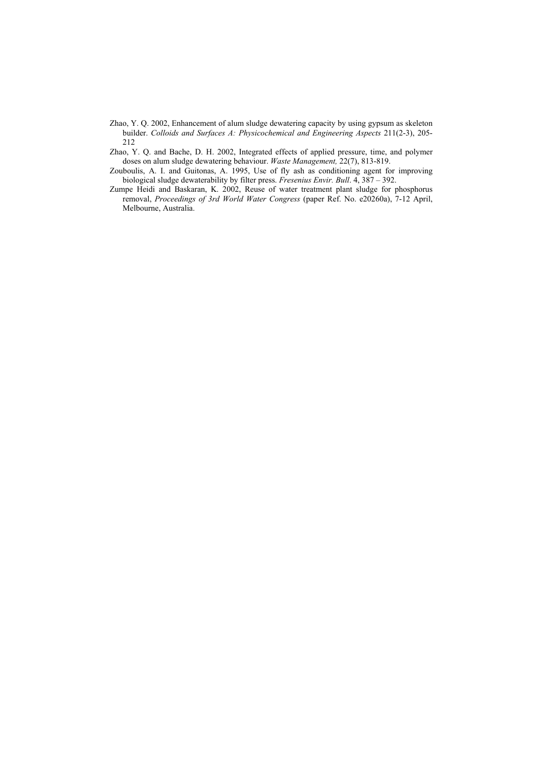Zhao, Y. Q. 2002, Enhancement of alum sludge dewatering capacity by using gypsum as skeleton builder. *Colloids and Surfaces A: Physicochemical and Engineering Aspects* 211(2-3), 205-212

Zhao, Y. Q. and Bache, D. H. 2002, Integrated effects of applied pressure, time, and polymer doses on alum sludge dewatering behaviour. *Waste Management,* 22(7), 813-819.

Zouboulis, A. I. and Guitonas, A. 1995, Use of fly ash as conditioning agent for improving biological sludge dewaterability by filter press. *Fresenius Envir. Bull*. 4, 387 – 392.

Zumpe Heidi and Baskaran, K. 2002, Reuse of water treatment plant sludge for phosphorus removal, *Proceedings of 3rd World Water Congress* (paper Ref. No. e20260a), 7-12 April, Melbourne, Australia.